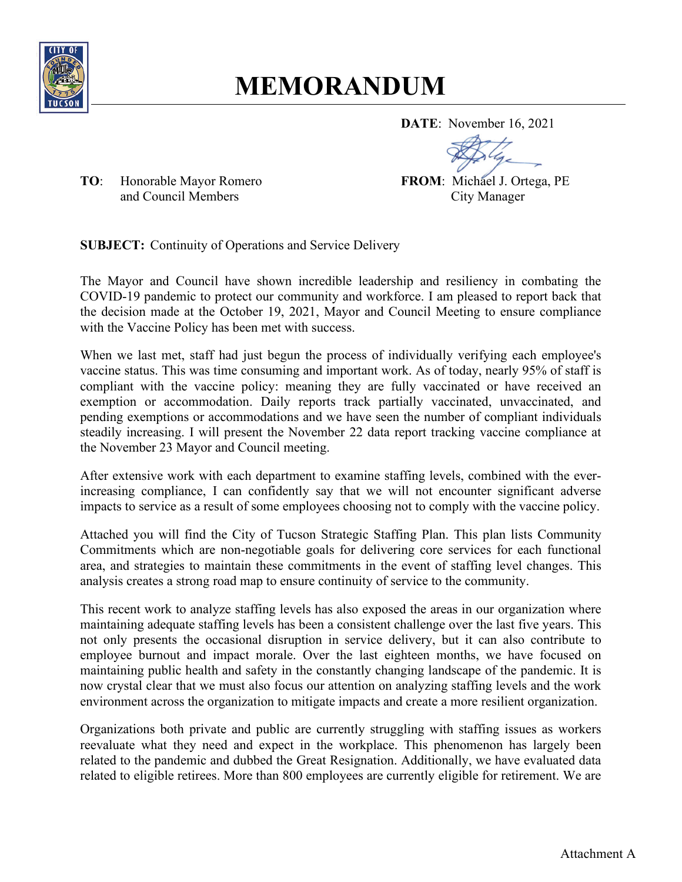# MEMORANDUM

**DATE**: November 16, 2021

**TO**: Honorable Mayor Romero and Council Members

**FROM**: Michael J. Ortega, PE
City Manager

**SUBJECT:** Continuity of Operations and Service Delivery

The Mayor and Council have shown incredible leadership and resiliency in combating the COVID-19 pandemic to protect our community and workforce. I am pleased to report back that the decision made at the October 19, 2021, Mayor and Council Meeting to ensure compliance with the Vaccine Policy has been met with success.

When we last met, staff had just begun the process of individually verifying each employee's vaccine status. This was time consuming and important work. As of today, nearly 95% of staff is compliant with the vaccine policy: meaning they are fully vaccinated or have received an exemption or accommodation. Daily reports track partially vaccinated, unvaccinated, and pending exemptions or accommodations and we have seen the number of compliant individuals steadily increasing. I will present the November 22 data report tracking vaccine compliance at the November 23 Mayor and Council meeting.

After extensive work with each department to examine staffing levels, combined with the ever-increasing compliance, I can confidently say that we will not encounter significant adverse impacts to service as a result of some employees choosing not to comply with the vaccine policy.

Attached you will find the City of Tucson Strategic Staffing Plan. This plan lists Community Commitments which are non-negotiable goals for delivering core services for each functional area, and strategies to maintain these commitments in the event of staffing level changes. This analysis creates a strong road map to ensure continuity of service to the community.

This recent work to analyze staffing levels has also exposed the areas in our organization where maintaining adequate staffing levels has been a consistent challenge over the last five years. This not only presents the occasional disruption in service delivery, but it can also contribute to employee burnout and impact morale. Over the last eighteen months, we have focused on maintaining public health and safety in the constantly changing landscape of the pandemic. It is now crystal clear that we must also focus our attention on analyzing staffing levels and the work environment across the organization to mitigate impacts and create a more resilient organization.

Organizations both private and public are currently struggling with staffing issues as workers reevaluate what they need and expect in the workplace. This phenomenon has largely been related to the pandemic and dubbed the Great Resignation. Additionally, we have evaluated data related to eligible retirees. More than 800 employees are currently eligible for retirement. We are

Attachment A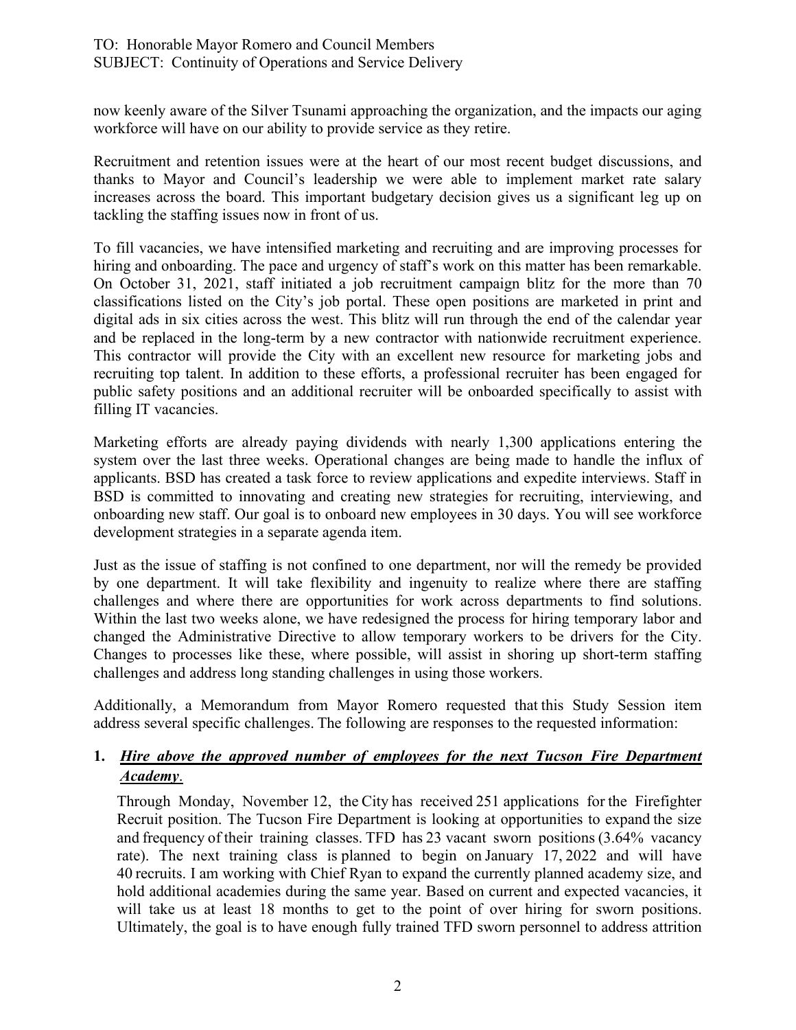now keenly aware of the Silver Tsunami approaching the organization, and the impacts our aging workforce will have on our ability to provide service as they retire.

Recruitment and retention issues were at the heart of our most recent budget discussions, and thanks to Mayor and Council's leadership we were able to implement market rate salary increases across the board. This important budgetary decision gives us a significant leg up on tackling the staffing issues now in front of us.

To fill vacancies, we have intensified marketing and recruiting and are improving processes for hiring and onboarding. The pace and urgency of staff's work on this matter has been remarkable. On October 31, 2021, staff initiated a job recruitment campaign blitz for the more than 70 classifications listed on the City's job portal. These open positions are marketed in print and digital ads in six cities across the west. This blitz will run through the end of the calendar year and be replaced in the long-term by a new contractor with nationwide recruitment experience. This contractor will provide the City with an excellent new resource for marketing jobs and recruiting top talent. In addition to these efforts, a professional recruiter has been engaged for public safety positions and an additional recruiter will be onboarded specifically to assist with filling IT vacancies.

Marketing efforts are already paying dividends with nearly 1,300 applications entering the system over the last three weeks. Operational changes are being made to handle the influx of applicants. BSD has created a task force to review applications and expedite interviews. Staff in BSD is committed to innovating and creating new strategies for recruiting, interviewing, and onboarding new staff. Our goal is to onboard new employees in 30 days. You will see workforce development strategies in a separate agenda item.

Just as the issue of staffing is not confined to one department, nor will the remedy be provided by one department. It will take flexibility and ingenuity to realize where there are staffing challenges and where there are opportunities for work across departments to find solutions. Within the last two weeks alone, we have redesigned the process for hiring temporary labor and changed the Administrative Directive to allow temporary workers to be drivers for the City. Changes to processes like these, where possible, will assist in shoring up short-term staffing challenges and address long standing challenges in using those workers.

Additionally, a Memorandum from Mayor Romero requested that this Study Session item address several specific challenges. The following are responses to the requested information:

1. ***<u>Hire above the approved number of employees for the next Tucson Fire Department Academy</u>*.**

   Through Monday, November 12, the City has received 251 applications for the Firefighter Recruit position. The Tucson Fire Department is looking at opportunities to expand the size and frequency of their training classes. TFD has 23 vacant sworn positions (3.64% vacancy rate). The next training class is planned to begin on January 17, 2022 and will have 40 recruits. I am working with Chief Ryan to expand the currently planned academy size, and hold additional academies during the same year. Based on current and expected vacancies, it will take us at least 18 months to get to the point of over hiring for sworn positions. Ultimately, the goal is to have enough fully trained TFD sworn personnel to address attrition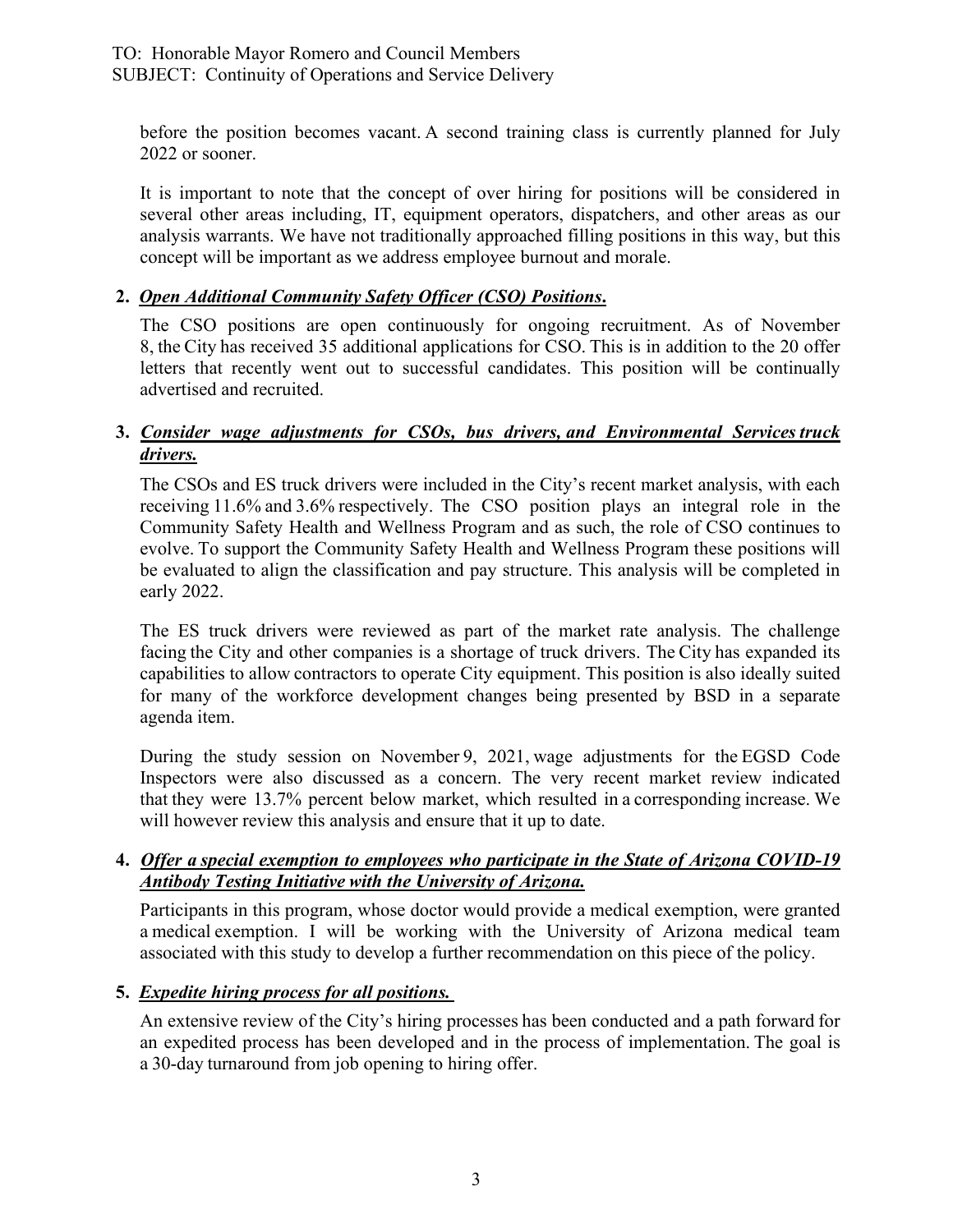before the position becomes vacant. A second training class is currently planned for July 2022 or sooner.

It is important to note that the concept of over hiring for positions will be considered in several other areas including, IT, equipment operators, dispatchers, and other areas as our analysis warrants. We have not traditionally approached filling positions in this way, but this concept will be important as we address employee burnout and morale.

**2.** ***Open Additional Community Safety Officer (CSO) Positions***.

The CSO positions are open continuously for ongoing recruitment. As of November 8, the City has received 35 additional applications for CSO. This is in addition to the 20 offer letters that recently went out to successful candidates. This position will be continually advertised and recruited.

**3.** ***Consider wage adjustments for CSOs, bus drivers, and Environmental Services truck drivers.***

The CSOs and ES truck drivers were included in the City's recent market analysis, with each receiving 11.6% and 3.6% respectively. The CSO position plays an integral role in the Community Safety Health and Wellness Program and as such, the role of CSO continues to evolve. To support the Community Safety Health and Wellness Program these positions will be evaluated to align the classification and pay structure. This analysis will be completed in early 2022.

The ES truck drivers were reviewed as part of the market rate analysis. The challenge facing the City and other companies is a shortage of truck drivers. The City has expanded its capabilities to allow contractors to operate City equipment. This position is also ideally suited for many of the workforce development changes being presented by BSD in a separate agenda item.

During the study session on November 9, 2021, wage adjustments for the EGSD Code Inspectors were also discussed as a concern. The very recent market review indicated that they were 13.7% percent below market, which resulted in a corresponding increase. We will however review this analysis and ensure that it up to date.

**4.** ***Offer a special exemption to employees who participate in the State of Arizona COVID-19 Antibody Testing Initiative with the University of Arizona.***

Participants in this program, whose doctor would provide a medical exemption, were granted a medical exemption. I will be working with the University of Arizona medical team associated with this study to develop a further recommendation on this piece of the policy.

**5.** ***Expedite hiring process for all positions.***

An extensive review of the City's hiring processes has been conducted and a path forward for an expedited process has been developed and in the process of implementation. The goal is a 30-day turnaround from job opening to hiring offer.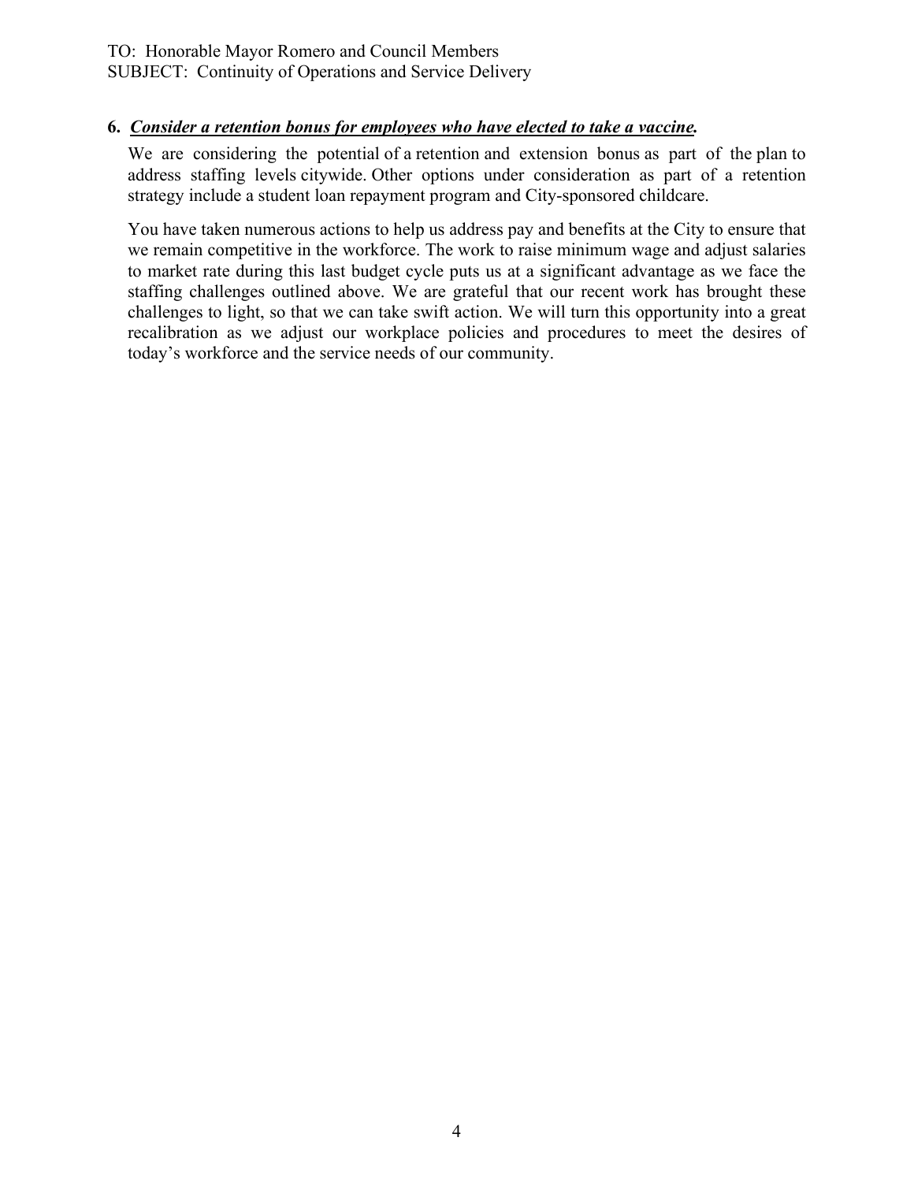**6. *Consider a retention bonus for employees who have elected to take a vaccine.***

We are considering the potential of a retention and extension bonus as part of the plan to address staffing levels citywide. Other options under consideration as part of a retention strategy include a student loan repayment program and City-sponsored childcare.

You have taken numerous actions to help us address pay and benefits at the City to ensure that we remain competitive in the workforce. The work to raise minimum wage and adjust salaries to market rate during this last budget cycle puts us at a significant advantage as we face the staffing challenges outlined above. We are grateful that our recent work has brought these challenges to light, so that we can take swift action. We will turn this opportunity into a great recalibration as we adjust our workplace policies and procedures to meet the desires of today's workforce and the service needs of our community.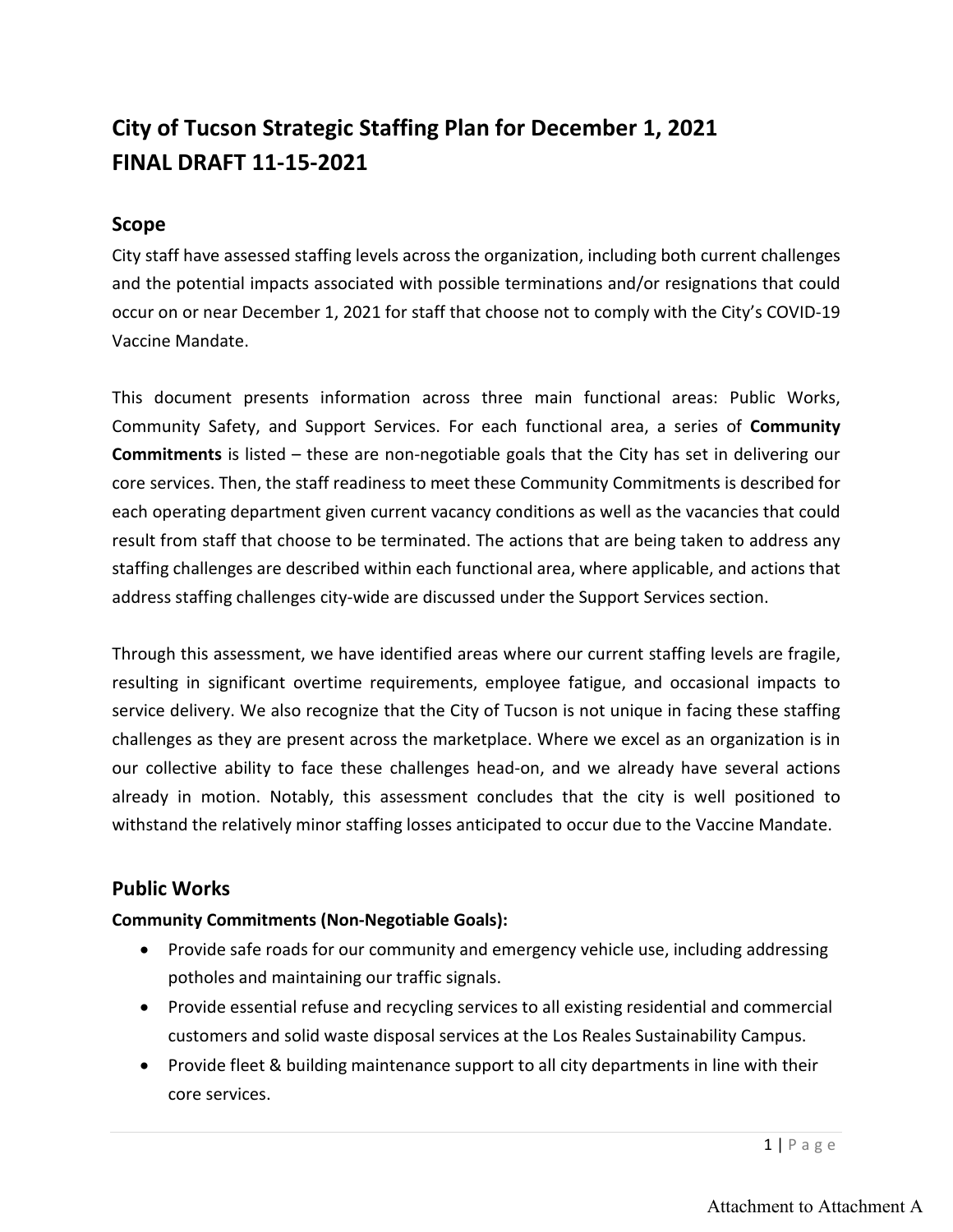# City of Tucson Strategic Staffing Plan for December 1, 2021
# FINAL DRAFT 11-15-2021

## Scope

City staff have assessed staffing levels across the organization, including both current challenges and the potential impacts associated with possible terminations and/or resignations that could occur on or near December 1, 2021 for staff that choose not to comply with the City's COVID-19 Vaccine Mandate.

This document presents information across three main functional areas: Public Works, Community Safety, and Support Services. For each functional area, a series of **Community Commitments** is listed – these are non-negotiable goals that the City has set in delivering our core services. Then, the staff readiness to meet these Community Commitments is described for each operating department given current vacancy conditions as well as the vacancies that could result from staff that choose to be terminated. The actions that are being taken to address any staffing challenges are described within each functional area, where applicable, and actions that address staffing challenges city-wide are discussed under the Support Services section.

Through this assessment, we have identified areas where our current staffing levels are fragile, resulting in significant overtime requirements, employee fatigue, and occasional impacts to service delivery. We also recognize that the City of Tucson is not unique in facing these staffing challenges as they are present across the marketplace. Where we excel as an organization is in our collective ability to face these challenges head-on, and we already have several actions already in motion. Notably, this assessment concludes that the city is well positioned to withstand the relatively minor staffing losses anticipated to occur due to the Vaccine Mandate.

## Public Works

**Community Commitments (Non-Negotiable Goals):**

- Provide safe roads for our community and emergency vehicle use, including addressing potholes and maintaining our traffic signals.
- Provide essential refuse and recycling services to all existing residential and commercial customers and solid waste disposal services at the Los Reales Sustainability Campus.
- Provide fleet & building maintenance support to all city departments in line with their core services.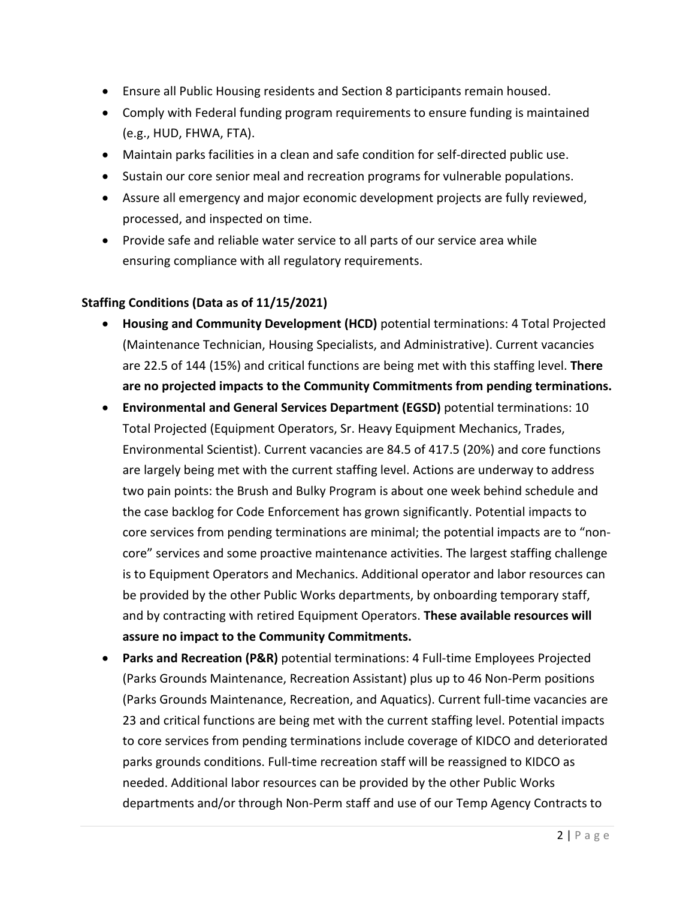- Ensure all Public Housing residents and Section 8 participants remain housed.
- Comply with Federal funding program requirements to ensure funding is maintained (e.g., HUD, FHWA, FTA).
- Maintain parks facilities in a clean and safe condition for self-directed public use.
- Sustain our core senior meal and recreation programs for vulnerable populations.
- Assure all emergency and major economic development projects are fully reviewed, processed, and inspected on time.
- Provide safe and reliable water service to all parts of our service area while ensuring compliance with all regulatory requirements.

**Staffing Conditions (Data as of 11/15/2021)**

- **Housing and Community Development (HCD)** potential terminations: 4 Total Projected (Maintenance Technician, Housing Specialists, and Administrative). Current vacancies are 22.5 of 144 (15%) and critical functions are being met with this staffing level. **There are no projected impacts to the Community Commitments from pending terminations.**
- **Environmental and General Services Department (EGSD)** potential terminations: 10 Total Projected (Equipment Operators, Sr. Heavy Equipment Mechanics, Trades, Environmental Scientist). Current vacancies are 84.5 of 417.5 (20%) and core functions are largely being met with the current staffing level. Actions are underway to address two pain points: the Brush and Bulky Program is about one week behind schedule and the case backlog for Code Enforcement has grown significantly. Potential impacts to core services from pending terminations are minimal; the potential impacts are to "non-core" services and some proactive maintenance activities. The largest staffing challenge is to Equipment Operators and Mechanics. Additional operator and labor resources can be provided by the other Public Works departments, by onboarding temporary staff, and by contracting with retired Equipment Operators. **These available resources will assure no impact to the Community Commitments.**
- **Parks and Recreation (P&R)** potential terminations: 4 Full-time Employees Projected (Parks Grounds Maintenance, Recreation Assistant) plus up to 46 Non-Perm positions (Parks Grounds Maintenance, Recreation, and Aquatics). Current full-time vacancies are 23 and critical functions are being met with the current staffing level. Potential impacts to core services from pending terminations include coverage of KIDCO and deteriorated parks grounds conditions. Full-time recreation staff will be reassigned to KIDCO as needed. Additional labor resources can be provided by the other Public Works departments and/or through Non-Perm staff and use of our Temp Agency Contracts to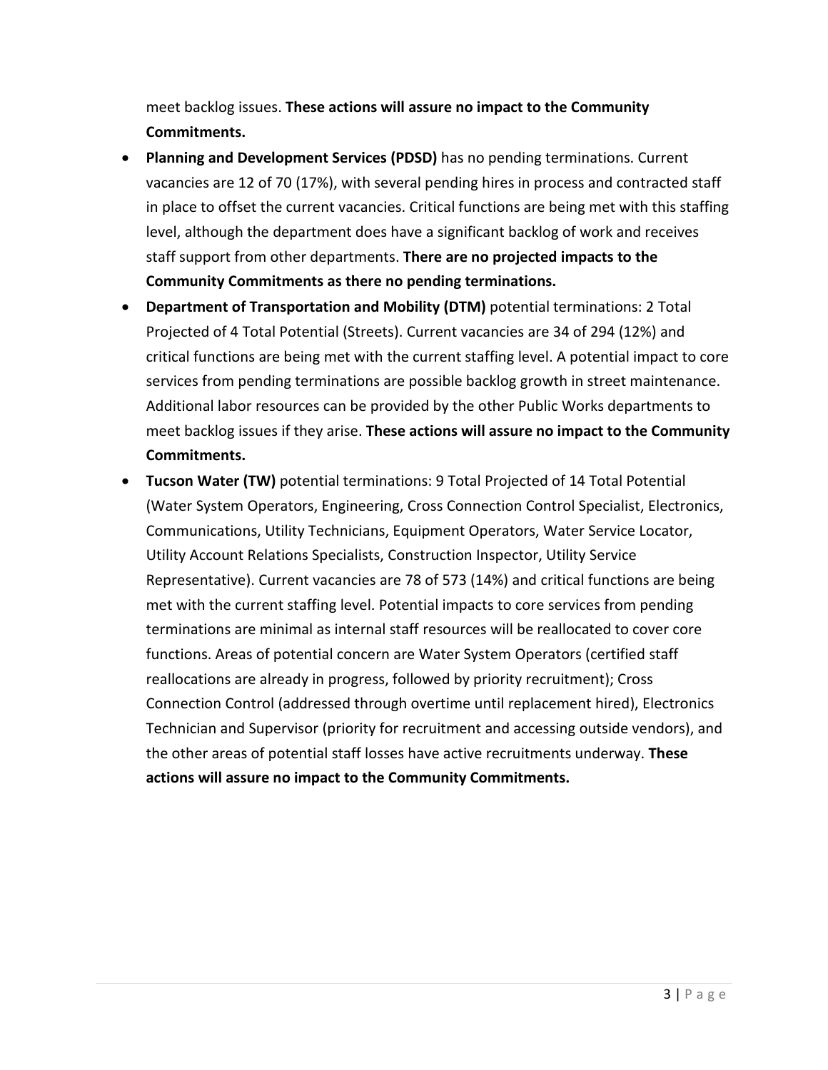meet backlog issues. **These actions will assure no impact to the Community Commitments.**

- **Planning and Development Services (PDSD)** has no pending terminations. Current vacancies are 12 of 70 (17%), with several pending hires in process and contracted staff in place to offset the current vacancies. Critical functions are being met with this staffing level, although the department does have a significant backlog of work and receives staff support from other departments. **There are no projected impacts to the Community Commitments as there no pending terminations.**
- **Department of Transportation and Mobility (DTM)** potential terminations: 2 Total Projected of 4 Total Potential (Streets). Current vacancies are 34 of 294 (12%) and critical functions are being met with the current staffing level. A potential impact to core services from pending terminations are possible backlog growth in street maintenance. Additional labor resources can be provided by the other Public Works departments to meet backlog issues if they arise. **These actions will assure no impact to the Community Commitments.**
- **Tucson Water (TW)** potential terminations: 9 Total Projected of 14 Total Potential (Water System Operators, Engineering, Cross Connection Control Specialist, Electronics, Communications, Utility Technicians, Equipment Operators, Water Service Locator, Utility Account Relations Specialists, Construction Inspector, Utility Service Representative). Current vacancies are 78 of 573 (14%) and critical functions are being met with the current staffing level. Potential impacts to core services from pending terminations are minimal as internal staff resources will be reallocated to cover core functions. Areas of potential concern are Water System Operators (certified staff reallocations are already in progress, followed by priority recruitment); Cross Connection Control (addressed through overtime until replacement hired), Electronics Technician and Supervisor (priority for recruitment and accessing outside vendors), and the other areas of potential staff losses have active recruitments underway. **These actions will assure no impact to the Community Commitments.**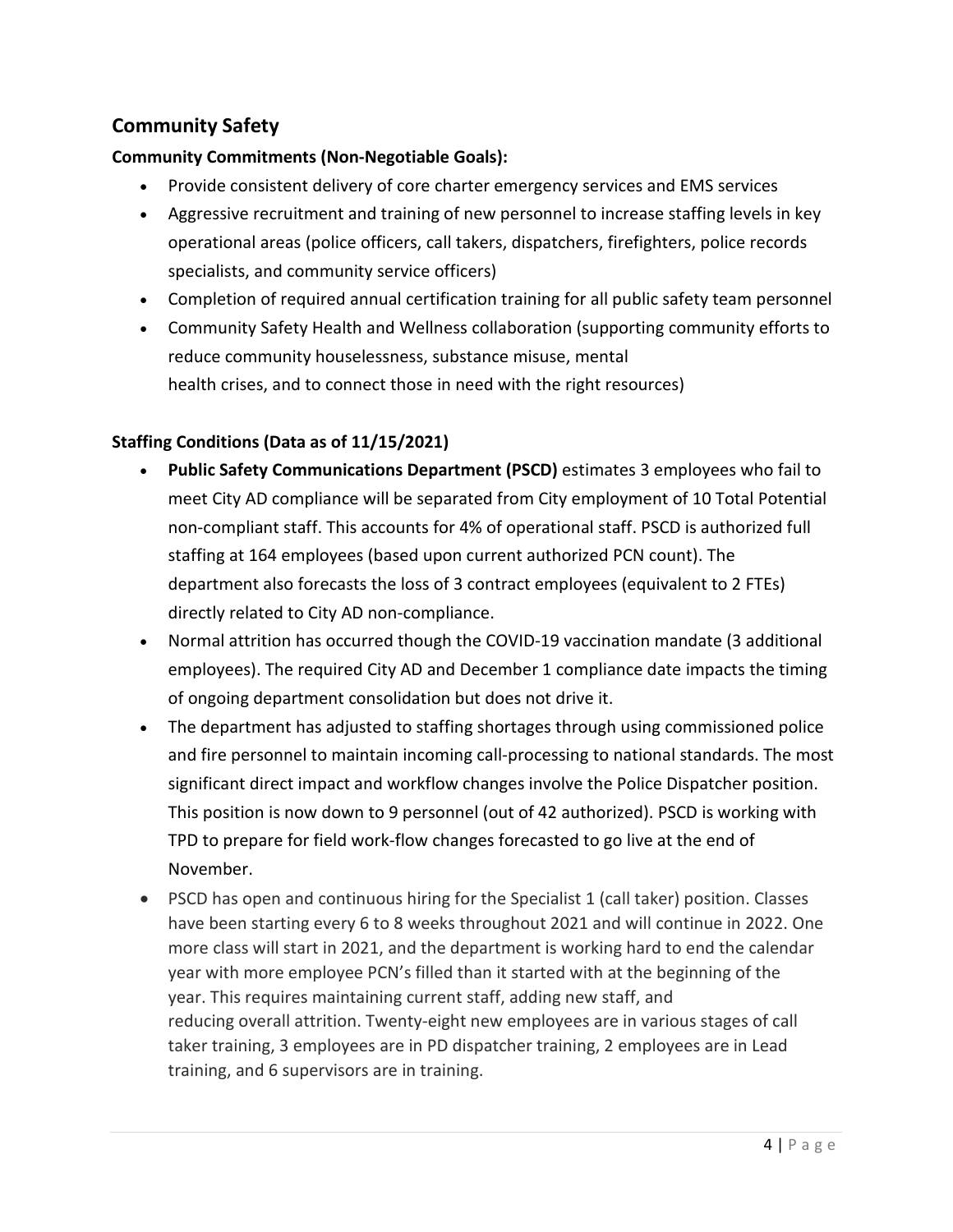## Community Safety

**Community Commitments (Non-Negotiable Goals):**

- Provide consistent delivery of core charter emergency services and EMS services
- Aggressive recruitment and training of new personnel to increase staffing levels in key operational areas (police officers, call takers, dispatchers, firefighters, police records specialists, and community service officers)
- Completion of required annual certification training for all public safety team personnel
- Community Safety Health and Wellness collaboration (supporting community efforts to reduce community houselessness, substance misuse, mental health crises, and to connect those in need with the right resources)

**Staffing Conditions (Data as of 11/15/2021)**

- **Public Safety Communications Department (PSCD)** estimates 3 employees who fail to meet City AD compliance will be separated from City employment of 10 Total Potential non-compliant staff. This accounts for 4% of operational staff. PSCD is authorized full staffing at 164 employees (based upon current authorized PCN count). The department also forecasts the loss of 3 contract employees (equivalent to 2 FTEs) directly related to City AD non-compliance.
- Normal attrition has occurred though the COVID-19 vaccination mandate (3 additional employees). The required City AD and December 1 compliance date impacts the timing of ongoing department consolidation but does not drive it.
- The department has adjusted to staffing shortages through using commissioned police and fire personnel to maintain incoming call-processing to national standards. The most significant direct impact and workflow changes involve the Police Dispatcher position. This position is now down to 9 personnel (out of 42 authorized). PSCD is working with TPD to prepare for field work-flow changes forecasted to go live at the end of November.
- PSCD has open and continuous hiring for the Specialist 1 (call taker) position. Classes have been starting every 6 to 8 weeks throughout 2021 and will continue in 2022. One more class will start in 2021, and the department is working hard to end the calendar year with more employee PCN's filled than it started with at the beginning of the year. This requires maintaining current staff, adding new staff, and reducing overall attrition. Twenty-eight new employees are in various stages of call taker training, 3 employees are in PD dispatcher training, 2 employees are in Lead training, and 6 supervisors are in training.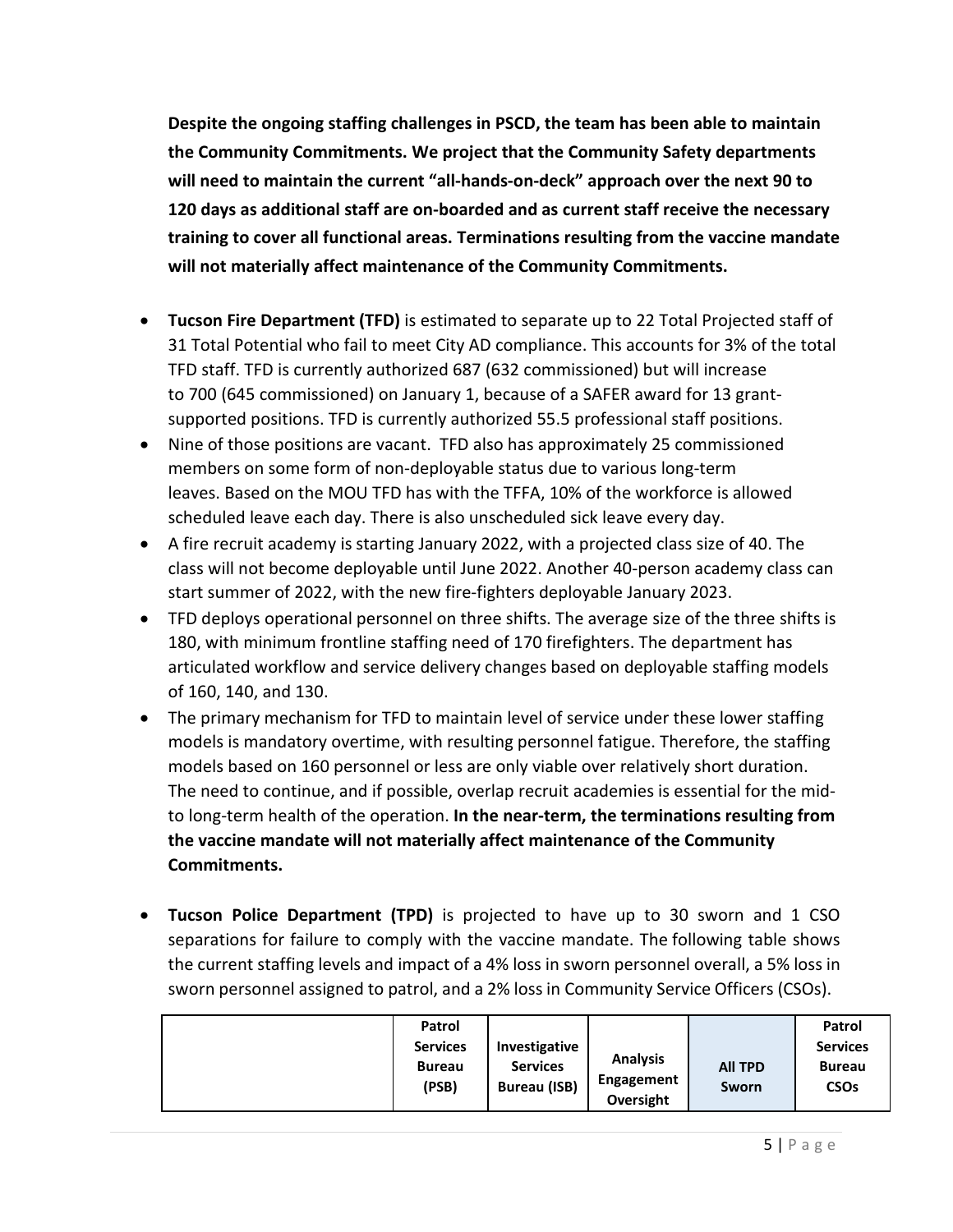**Despite the ongoing staffing challenges in PSCD, the team has been able to maintain the Community Commitments. We project that the Community Safety departments will need to maintain the current "all-hands-on-deck" approach over the next 90 to 120 days as additional staff are on-boarded and as current staff receive the necessary training to cover all functional areas. Terminations resulting from the vaccine mandate will not materially affect maintenance of the Community Commitments.**

- **Tucson Fire Department (TFD)** is estimated to separate up to 22 Total Projected staff of 31 Total Potential who fail to meet City AD compliance. This accounts for 3% of the total TFD staff. TFD is currently authorized 687 (632 commissioned) but will increase to 700 (645 commissioned) on January 1, because of a SAFER award for 13 grant-supported positions. TFD is currently authorized 55.5 professional staff positions.
- Nine of those positions are vacant. TFD also has approximately 25 commissioned members on some form of non-deployable status due to various long-term leaves. Based on the MOU TFD has with the TFFA, 10% of the workforce is allowed scheduled leave each day. There is also unscheduled sick leave every day.
- A fire recruit academy is starting January 2022, with a projected class size of 40. The class will not become deployable until June 2022. Another 40-person academy class can start summer of 2022, with the new fire-fighters deployable January 2023.
- TFD deploys operational personnel on three shifts. The average size of the three shifts is 180, with minimum frontline staffing need of 170 firefighters. The department has articulated workflow and service delivery changes based on deployable staffing models of 160, 140, and 130.
- The primary mechanism for TFD to maintain level of service under these lower staffing models is mandatory overtime, with resulting personnel fatigue. Therefore, the staffing models based on 160 personnel or less are only viable over relatively short duration. The need to continue, and if possible, overlap recruit academies is essential for the mid- to long-term health of the operation. **In the near-term, the terminations resulting from the vaccine mandate will not materially affect maintenance of the Community Commitments.**

- **Tucson Police Department (TPD)** is projected to have up to 30 sworn and 1 CSO separations for failure to comply with the vaccine mandate. The following table shows the current staffing levels and impact of a 4% loss in sworn personnel overall, a 5% loss in sworn personnel assigned to patrol, and a 2% loss in Community Service Officers (CSOs).

| | Patrol Services Bureau (PSB) | Investigative Services Bureau (ISB) | Analysis Engagement Oversight | All TPD Sworn | Patrol Services Bureau CSOs |
|---|---|---|---|---|---|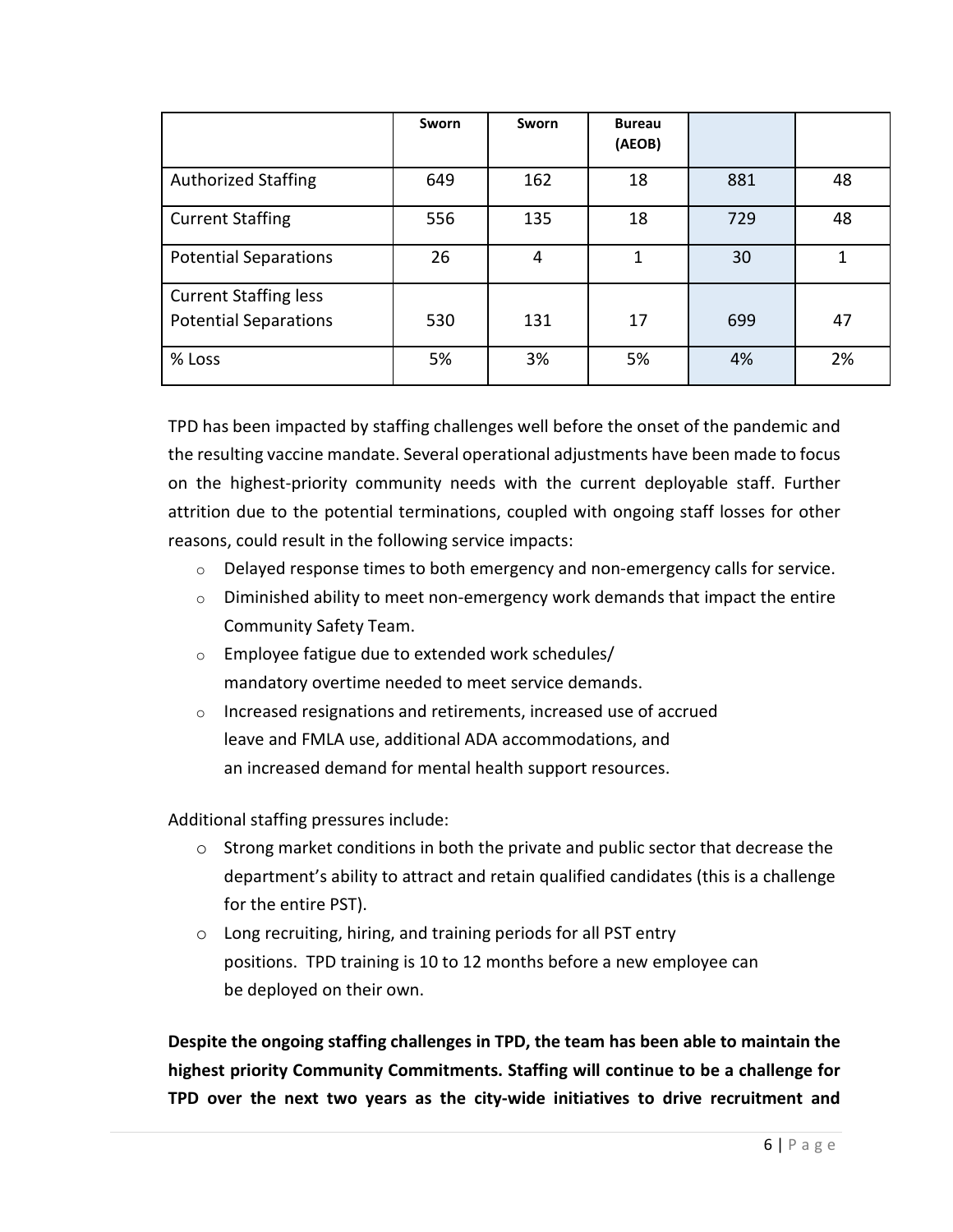| | Sworn | Sworn | Bureau (AEOB) | | |
|---|---|---|---|---|---|
| Authorized Staffing | 649 | 162 | 18 | 881 | 48 |
| Current Staffing | 556 | 135 | 18 | 729 | 48 |
| Potential Separations | 26 | 4 | 1 | 30 | 1 |
| Current Staffing less Potential Separations | 530 | 131 | 17 | 699 | 47 |
| % Loss | 5% | 3% | 5% | 4% | 2% |

TPD has been impacted by staffing challenges well before the onset of the pandemic and the resulting vaccine mandate. Several operational adjustments have been made to focus on the highest-priority community needs with the current deployable staff. Further attrition due to the potential terminations, coupled with ongoing staff losses for other reasons, could result in the following service impacts:

- Delayed response times to both emergency and non-emergency calls for service.
- Diminished ability to meet non-emergency work demands that impact the entire Community Safety Team.
- Employee fatigue due to extended work schedules/ mandatory overtime needed to meet service demands.
- Increased resignations and retirements, increased use of accrued leave and FMLA use, additional ADA accommodations, and an increased demand for mental health support resources.

Additional staffing pressures include:

- Strong market conditions in both the private and public sector that decrease the department's ability to attract and retain qualified candidates (this is a challenge for the entire PST).
- Long recruiting, hiring, and training periods for all PST entry positions. TPD training is 10 to 12 months before a new employee can be deployed on their own.

**Despite the ongoing staffing challenges in TPD, the team has been able to maintain the highest priority Community Commitments. Staffing will continue to be a challenge for TPD over the next two years as the city-wide initiatives to drive recruitment and**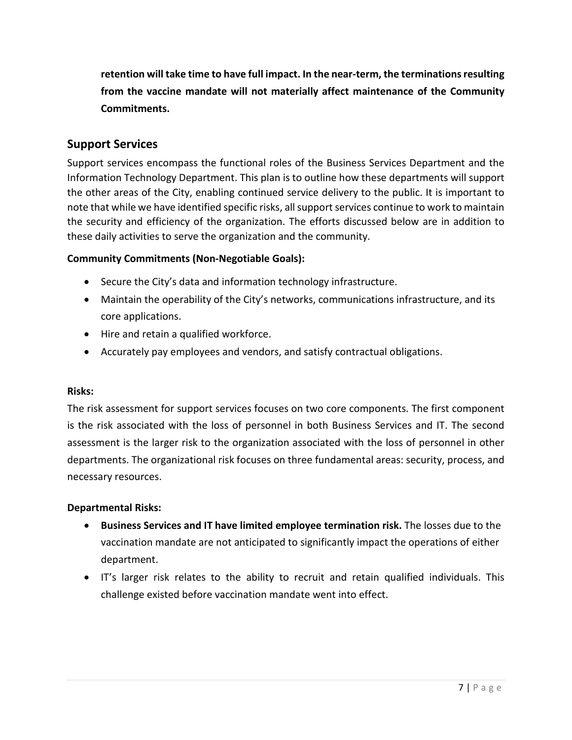**retention will take time to have full impact. In the near-term, the terminations resulting from the vaccine mandate will not materially affect maintenance of the Community Commitments.**

## Support Services

Support services encompass the functional roles of the Business Services Department and the Information Technology Department. This plan is to outline how these departments will support the other areas of the City, enabling continued service delivery to the public. It is important to note that while we have identified specific risks, all support services continue to work to maintain the security and efficiency of the organization. The efforts discussed below are in addition to these daily activities to serve the organization and the community.

**Community Commitments (Non-Negotiable Goals):**

- Secure the City's data and information technology infrastructure.
- Maintain the operability of the City's networks, communications infrastructure, and its core applications.
- Hire and retain a qualified workforce.
- Accurately pay employees and vendors, and satisfy contractual obligations.

**Risks:**

The risk assessment for support services focuses on two core components. The first component is the risk associated with the loss of personnel in both Business Services and IT. The second assessment is the larger risk to the organization associated with the loss of personnel in other departments. The organizational risk focuses on three fundamental areas: security, process, and necessary resources.

**Departmental Risks:**

- **Business Services and IT have limited employee termination risk.** The losses due to the vaccination mandate are not anticipated to significantly impact the operations of either department.
- IT's larger risk relates to the ability to recruit and retain qualified individuals. This challenge existed before vaccination mandate went into effect.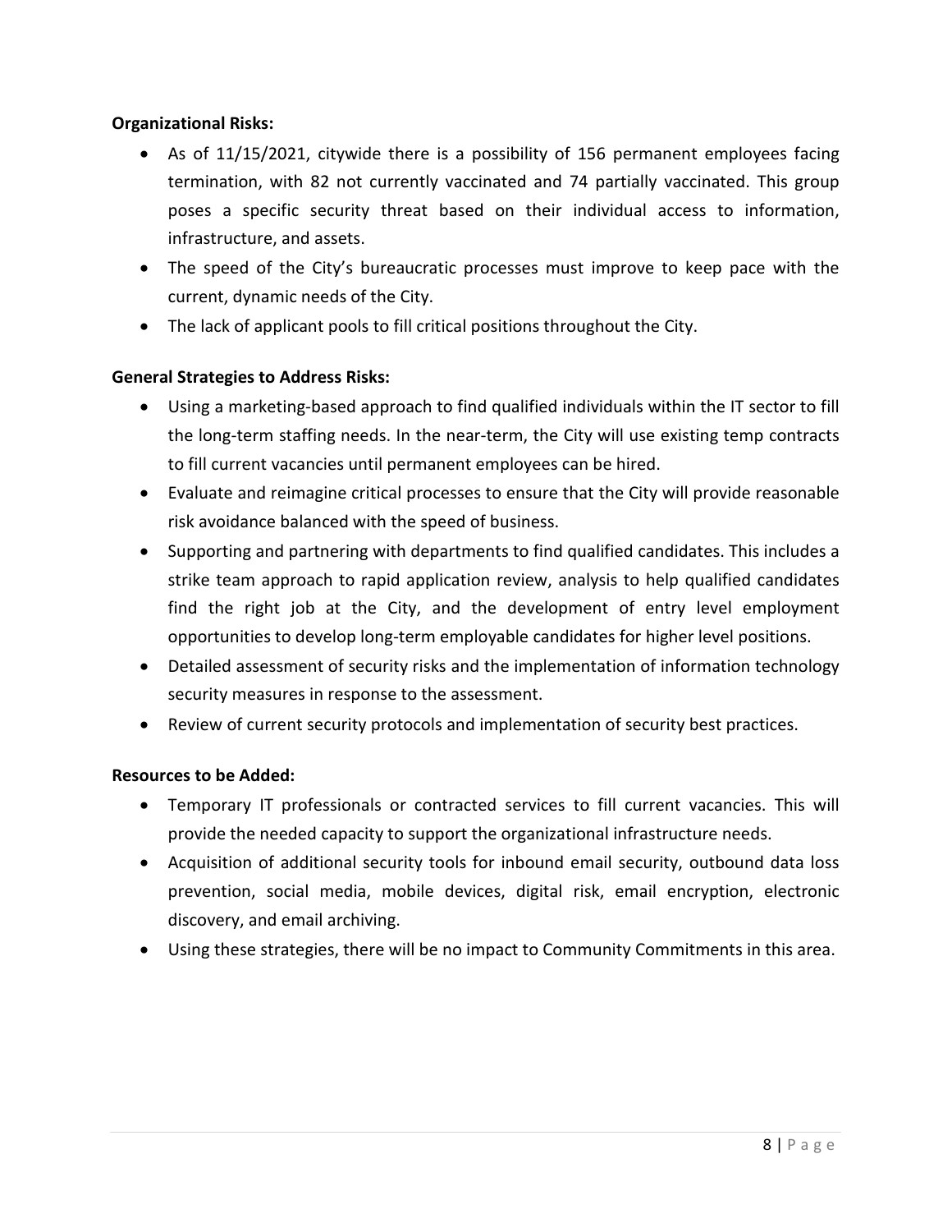**Organizational Risks:**

- As of 11/15/2021, citywide there is a possibility of 156 permanent employees facing termination, with 82 not currently vaccinated and 74 partially vaccinated. This group poses a specific security threat based on their individual access to information, infrastructure, and assets.
- The speed of the City's bureaucratic processes must improve to keep pace with the current, dynamic needs of the City.
- The lack of applicant pools to fill critical positions throughout the City.

**General Strategies to Address Risks:**

- Using a marketing-based approach to find qualified individuals within the IT sector to fill the long-term staffing needs. In the near-term, the City will use existing temp contracts to fill current vacancies until permanent employees can be hired.
- Evaluate and reimagine critical processes to ensure that the City will provide reasonable risk avoidance balanced with the speed of business.
- Supporting and partnering with departments to find qualified candidates. This includes a strike team approach to rapid application review, analysis to help qualified candidates find the right job at the City, and the development of entry level employment opportunities to develop long-term employable candidates for higher level positions.
- Detailed assessment of security risks and the implementation of information technology security measures in response to the assessment.
- Review of current security protocols and implementation of security best practices.

**Resources to be Added:**

- Temporary IT professionals or contracted services to fill current vacancies. This will provide the needed capacity to support the organizational infrastructure needs.
- Acquisition of additional security tools for inbound email security, outbound data loss prevention, social media, mobile devices, digital risk, email encryption, electronic discovery, and email archiving.
- Using these strategies, there will be no impact to Community Commitments in this area.